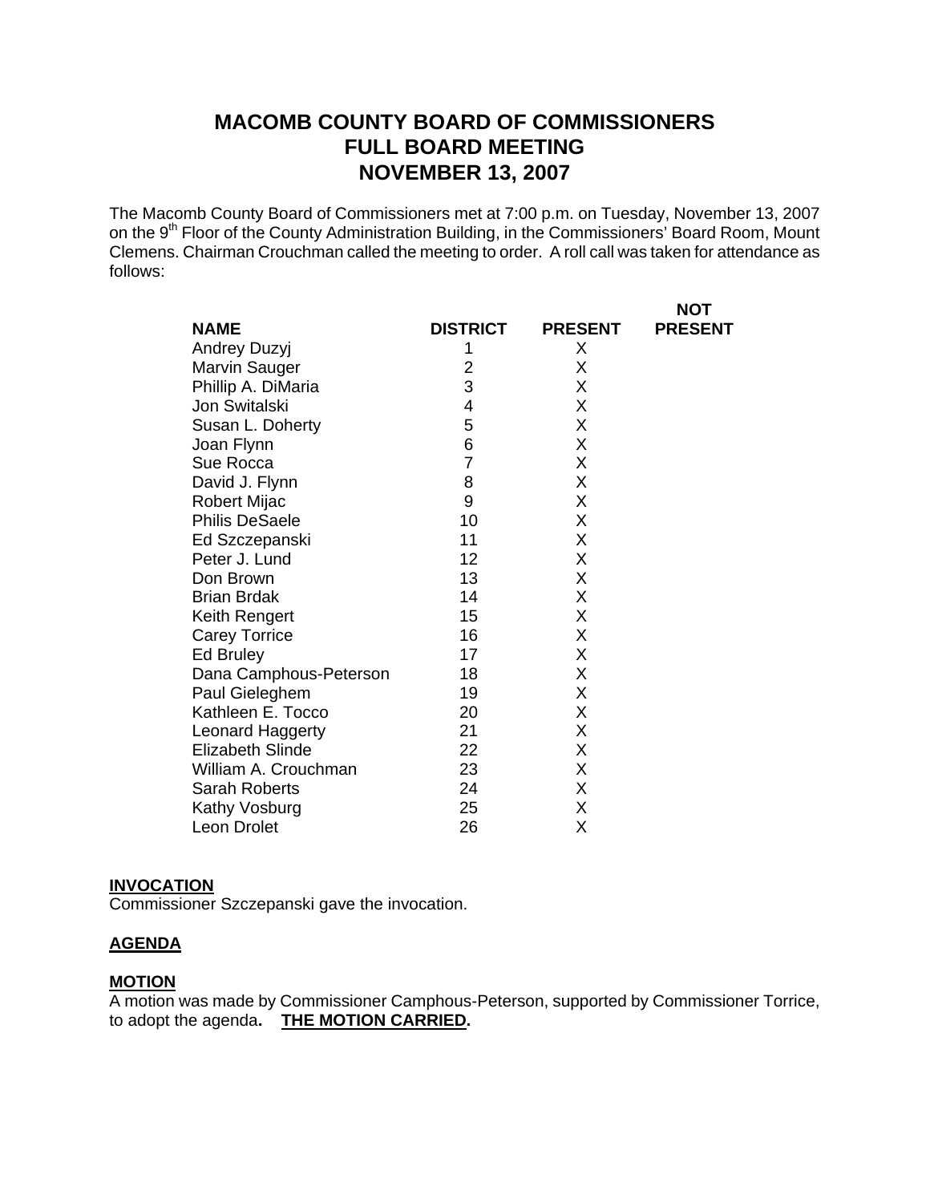# MACOMB COUNTY BOARD OF COMMISSIONERS
# FULL BOARD MEETING
# NOVEMBER 13, 2007

The Macomb County Board of Commissioners met at 7:00 p.m. on Tuesday, November 13, 2007 on the 9th Floor of the County Administration Building, in the Commissioners' Board Room, Mount Clemens. Chairman Crouchman called the meeting to order. A roll call was taken for attendance as follows:

| NAME | DISTRICT | PRESENT | NOT PRESENT |
|---|---|---|---|
| Andrey Duzyj | 1 | X | |
| Marvin Sauger | 2 | X | |
| Phillip A. DiMaria | 3 | X | |
| Jon Switalski | 4 | X | |
| Susan L. Doherty | 5 | X | |
| Joan Flynn | 6 | X | |
| Sue Rocca | 7 | X | |
| David J. Flynn | 8 | X | |
| Robert Mijac | 9 | X | |
| Philis DeSaele | 10 | X | |
| Ed Szczepanski | 11 | X | |
| Peter J. Lund | 12 | X | |
| Don Brown | 13 | X | |
| Brian Brdak | 14 | X | |
| Keith Rengert | 15 | X | |
| Carey Torrice | 16 | X | |
| Ed Bruley | 17 | X | |
| Dana Camphous-Peterson | 18 | X | |
| Paul Gieleghem | 19 | X | |
| Kathleen E. Tocco | 20 | X | |
| Leonard Haggerty | 21 | X | |
| Elizabeth Slinde | 22 | X | |
| William A. Crouchman | 23 | X | |
| Sarah Roberts | 24 | X | |
| Kathy Vosburg | 25 | X | |
| Leon Drolet | 26 | X | |

**INVOCATION**

Commissioner Szczepanski gave the invocation.

**AGENDA**

**MOTION**

A motion was made by Commissioner Camphous-Peterson, supported by Commissioner Torrice, to adopt the agenda. **THE MOTION CARRIED.**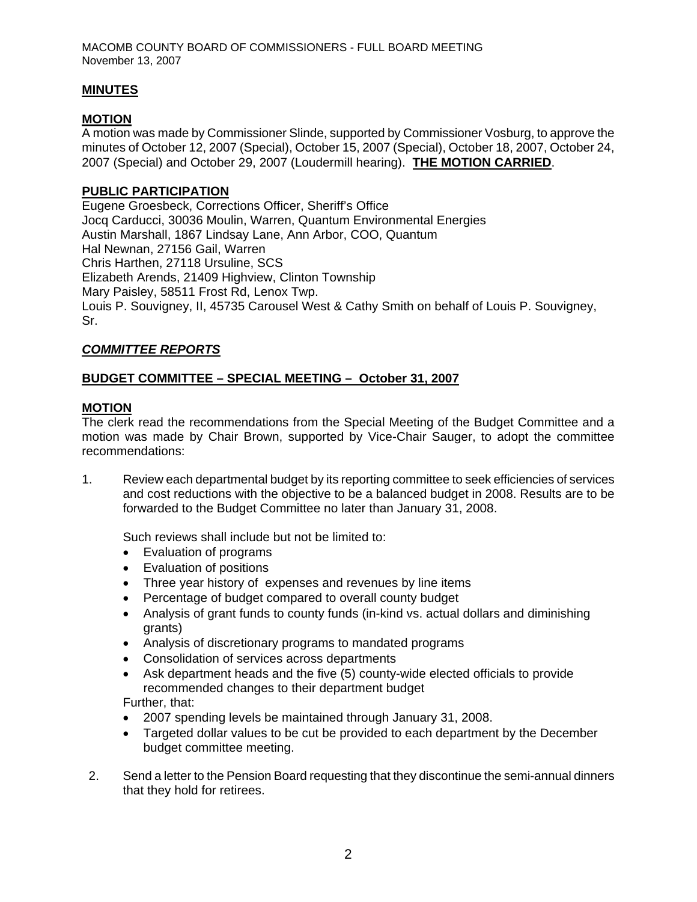## MINUTES

### MOTION

A motion was made by Commissioner Slinde, supported by Commissioner Vosburg, to approve the minutes of October 12, 2007 (Special), October 15, 2007 (Special), October 18, 2007, October 24, 2007 (Special) and October 29, 2007 (Loudermill hearing). **THE MOTION CARRIED**.

## PUBLIC PARTICIPATION

Eugene Groesbeck, Corrections Officer, Sheriff's Office
Jocq Carducci, 30036 Moulin, Warren, Quantum Environmental Energies
Austin Marshall, 1867 Lindsay Lane, Ann Arbor, COO, Quantum
Hal Newnan, 27156 Gail, Warren
Chris Harthen, 27118 Ursuline, SCS
Elizabeth Arends, 21409 Highview, Clinton Township
Mary Paisley, 58511 Frost Rd, Lenox Twp.
Louis P. Souvigney, II, 45735 Carousel West & Cathy Smith on behalf of Louis P. Souvigney, Sr.

## *COMMITTEE REPORTS*

### BUDGET COMMITTEE – SPECIAL MEETING – October 31, 2007

### MOTION

The clerk read the recommendations from the Special Meeting of the Budget Committee and a motion was made by Chair Brown, supported by Vice-Chair Sauger, to adopt the committee recommendations:

1. Review each departmental budget by its reporting committee to seek efficiencies of services and cost reductions with the objective to be a balanced budget in 2008. Results are to be forwarded to the Budget Committee no later than January 31, 2008.

   Such reviews shall include but not be limited to:
   - Evaluation of programs
   - Evaluation of positions
   - Three year history of expenses and revenues by line items
   - Percentage of budget compared to overall county budget
   - Analysis of grant funds to county funds (in-kind vs. actual dollars and diminishing grants)
   - Analysis of discretionary programs to mandated programs
   - Consolidation of services across departments
   - Ask department heads and the five (5) county-wide elected officials to provide recommended changes to their department budget

   Further, that:
   - 2007 spending levels be maintained through January 31, 2008.
   - Targeted dollar values to be cut be provided to each department by the December budget committee meeting.

2. Send a letter to the Pension Board requesting that they discontinue the semi-annual dinners that they hold for retirees.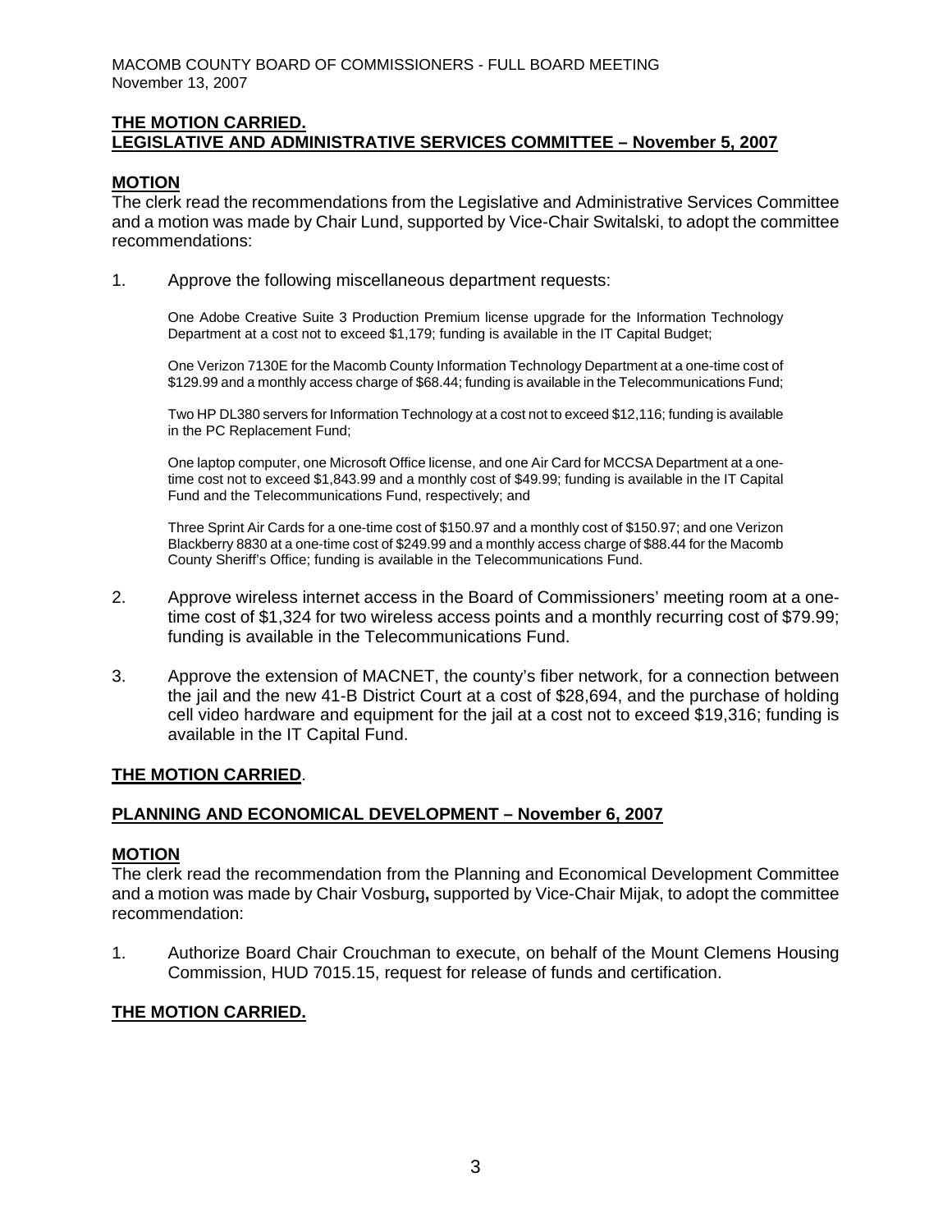**THE MOTION CARRIED.**

**LEGISLATIVE AND ADMINISTRATIVE SERVICES COMMITTEE – November 5, 2007**

**MOTION**

The clerk read the recommendations from the Legislative and Administrative Services Committee and a motion was made by Chair Lund, supported by Vice-Chair Switalski, to adopt the committee recommendations:

1. Approve the following miscellaneous department requests:

   One Adobe Creative Suite 3 Production Premium license upgrade for the Information Technology Department at a cost not to exceed $1,179; funding is available in the IT Capital Budget;

   One Verizon 7130E for the Macomb County Information Technology Department at a one-time cost of $129.99 and a monthly access charge of $68.44; funding is available in the Telecommunications Fund;

   Two HP DL380 servers for Information Technology at a cost not to exceed $12,116; funding is available in the PC Replacement Fund;

   One laptop computer, one Microsoft Office license, and one Air Card for MCCSA Department at a one-time cost not to exceed $1,843.99 and a monthly cost of $49.99; funding is available in the IT Capital Fund and the Telecommunications Fund, respectively; and

   Three Sprint Air Cards for a one-time cost of $150.97 and a monthly cost of $150.97; and one Verizon Blackberry 8830 at a one-time cost of $249.99 and a monthly access charge of $88.44 for the Macomb County Sheriff's Office; funding is available in the Telecommunications Fund.

2. Approve wireless internet access in the Board of Commissioners' meeting room at a one-time cost of $1,324 for two wireless access points and a monthly recurring cost of $79.99; funding is available in the Telecommunications Fund.

3. Approve the extension of MACNET, the county's fiber network, for a connection between the jail and the new 41-B District Court at a cost of $28,694, and the purchase of holding cell video hardware and equipment for the jail at a cost not to exceed $19,316; funding is available in the IT Capital Fund.

**THE MOTION CARRIED**.

**PLANNING AND ECONOMICAL DEVELOPMENT – November 6, 2007**

**MOTION**

The clerk read the recommendation from the Planning and Economical Development Committee and a motion was made by Chair Vosburg**,** supported by Vice-Chair Mijak, to adopt the committee recommendation:

1. Authorize Board Chair Crouchman to execute, on behalf of the Mount Clemens Housing Commission, HUD 7015.15, request for release of funds and certification.

**THE MOTION CARRIED.**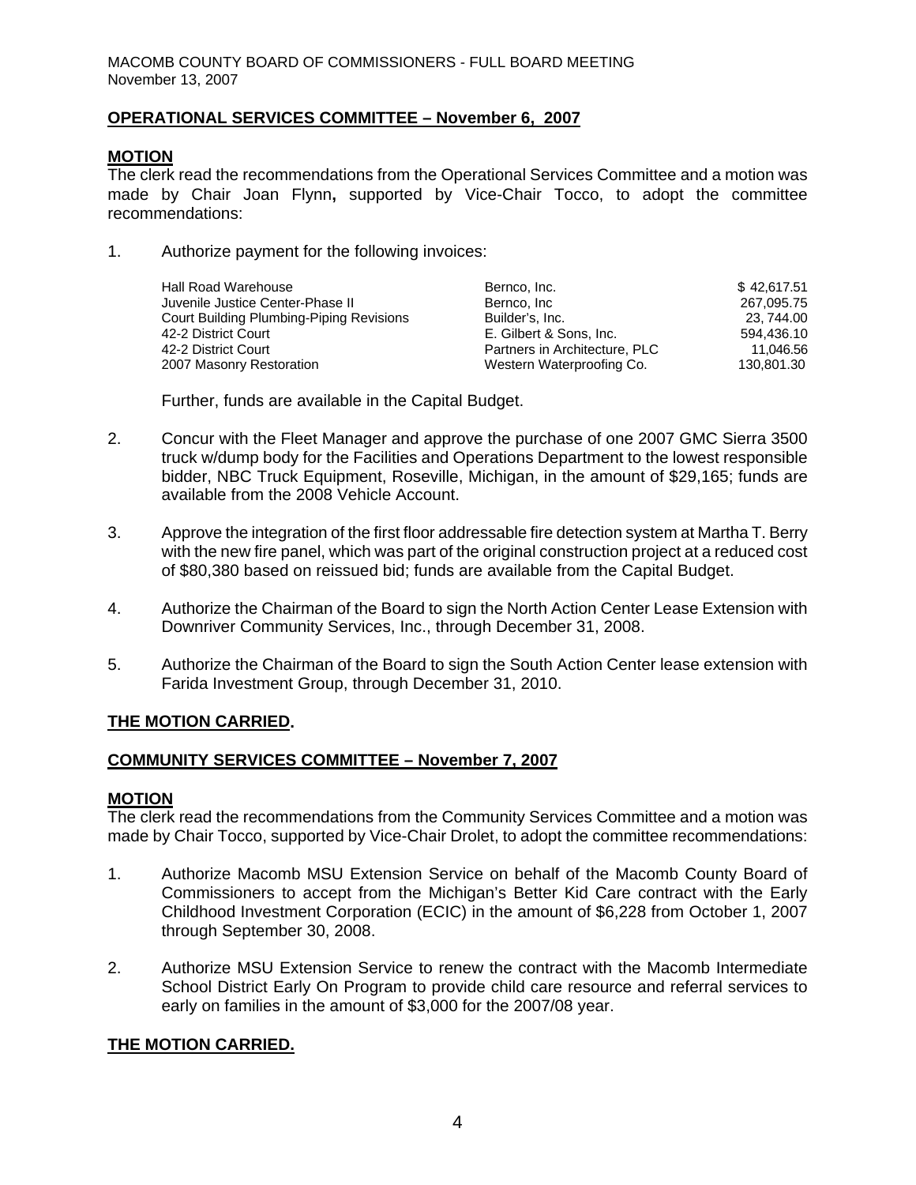MACOMB COUNTY BOARD OF COMMISSIONERS - FULL BOARD MEETING
November 13, 2007

**OPERATIONAL SERVICES COMMITTEE – November 6, 2007**

**MOTION**
The clerk read the recommendations from the Operational Services Committee and a motion was made by Chair Joan Flynn**,** supported by Vice-Chair Tocco, to adopt the committee recommendations:

1. Authorize payment for the following invoices:

| | | |
|---|---|---|
| Hall Road Warehouse | Bernco, Inc. | $ 42,617.51 |
| Juvenile Justice Center-Phase II | Bernco, Inc | 267,095.75 |
| Court Building Plumbing-Piping Revisions | Builder's, Inc. | 23, 744.00 |
| 42-2 District Court | E. Gilbert & Sons, Inc. | 594,436.10 |
| 42-2 District Court | Partners in Architecture, PLC | 11,046.56 |
| 2007 Masonry Restoration | Western Waterproofing Co. | 130,801.30 |

   Further, funds are available in the Capital Budget.

2. Concur with the Fleet Manager and approve the purchase of one 2007 GMC Sierra 3500 truck w/dump body for the Facilities and Operations Department to the lowest responsible bidder, NBC Truck Equipment, Roseville, Michigan, in the amount of $29,165; funds are available from the 2008 Vehicle Account.

3. Approve the integration of the first floor addressable fire detection system at Martha T. Berry with the new fire panel, which was part of the original construction project at a reduced cost of $80,380 based on reissued bid; funds are available from the Capital Budget.

4. Authorize the Chairman of the Board to sign the North Action Center Lease Extension with Downriver Community Services, Inc., through December 31, 2008.

5. Authorize the Chairman of the Board to sign the South Action Center lease extension with Farida Investment Group, through December 31, 2010.

**THE MOTION CARRIED.**

**COMMUNITY SERVICES COMMITTEE – November 7, 2007**

**MOTION**
The clerk read the recommendations from the Community Services Committee and a motion was made by Chair Tocco, supported by Vice-Chair Drolet, to adopt the committee recommendations:

1. Authorize Macomb MSU Extension Service on behalf of the Macomb County Board of Commissioners to accept from the Michigan's Better Kid Care contract with the Early Childhood Investment Corporation (ECIC) in the amount of $6,228 from October 1, 2007 through September 30, 2008.

2. Authorize MSU Extension Service to renew the contract with the Macomb Intermediate School District Early On Program to provide child care resource and referral services to early on families in the amount of $3,000 for the 2007/08 year.

**THE MOTION CARRIED.**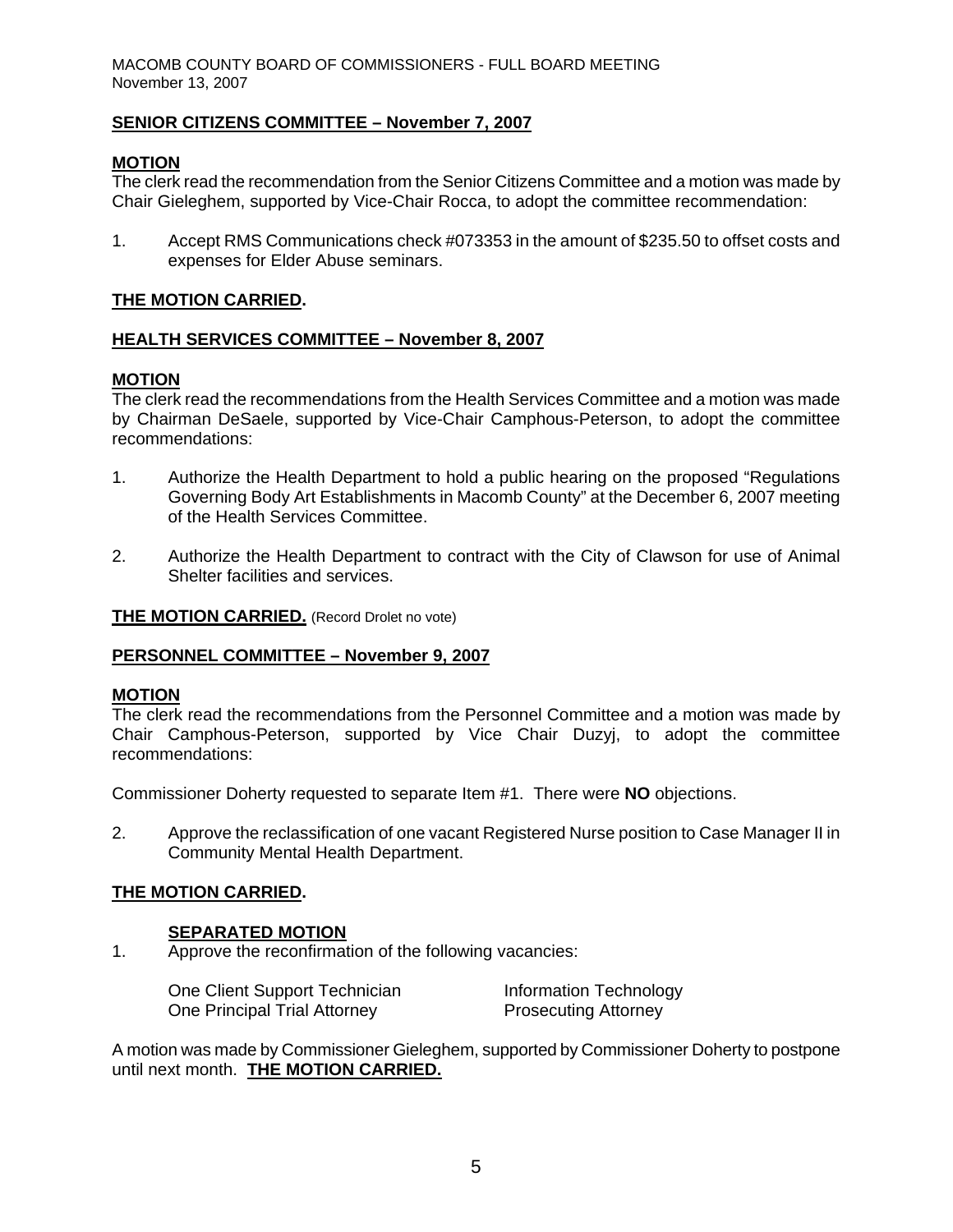## SENIOR CITIZENS COMMITTEE – November 7, 2007

**MOTION**

The clerk read the recommendation from the Senior Citizens Committee and a motion was made by Chair Gieleghem, supported by Vice-Chair Rocca, to adopt the committee recommendation:

1. Accept RMS Communications check #073353 in the amount of $235.50 to offset costs and expenses for Elder Abuse seminars.

**THE MOTION CARRIED.**

## HEALTH SERVICES COMMITTEE – November 8, 2007

**MOTION**

The clerk read the recommendations from the Health Services Committee and a motion was made by Chairman DeSaele, supported by Vice-Chair Camphous-Peterson, to adopt the committee recommendations:

1. Authorize the Health Department to hold a public hearing on the proposed "Regulations Governing Body Art Establishments in Macomb County" at the December 6, 2007 meeting of the Health Services Committee.
2. Authorize the Health Department to contract with the City of Clawson for use of Animal Shelter facilities and services.

**THE MOTION CARRIED.** (Record Drolet no vote)

## PERSONNEL COMMITTEE – November 9, 2007

**MOTION**

The clerk read the recommendations from the Personnel Committee and a motion was made by Chair Camphous-Peterson, supported by Vice Chair Duzyj, to adopt the committee recommendations:

Commissioner Doherty requested to separate Item #1. There were **NO** objections.

2. Approve the reclassification of one vacant Registered Nurse position to Case Manager II in Community Mental Health Department.

**THE MOTION CARRIED.**

**SEPARATED MOTION**

1. Approve the reconfirmation of the following vacancies:

| | |
|---|---|
| One Client Support Technician | Information Technology |
| One Principal Trial Attorney | Prosecuting Attorney |

A motion was made by Commissioner Gieleghem, supported by Commissioner Doherty to postpone until next month. **THE MOTION CARRIED.**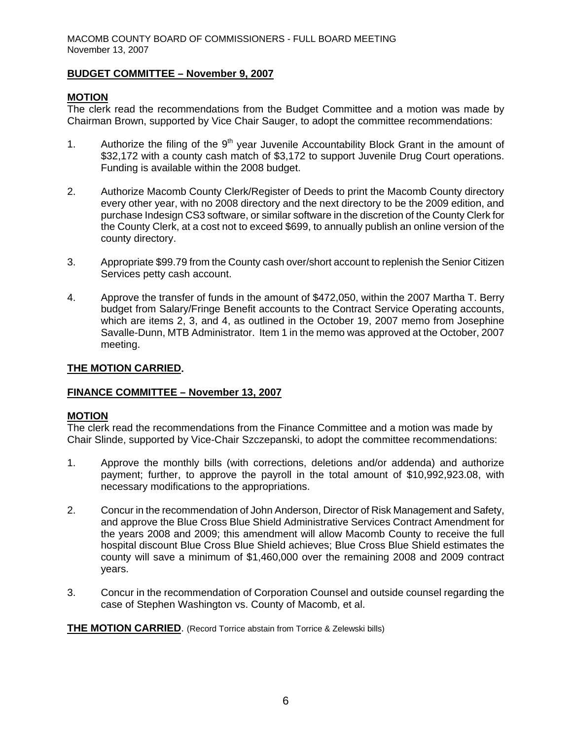## BUDGET COMMITTEE – November 9, 2007

### MOTION

The clerk read the recommendations from the Budget Committee and a motion was made by Chairman Brown, supported by Vice Chair Sauger, to adopt the committee recommendations:

1. Authorize the filing of the 9th year Juvenile Accountability Block Grant in the amount of $32,172 with a county cash match of $3,172 to support Juvenile Drug Court operations. Funding is available within the 2008 budget.

2. Authorize Macomb County Clerk/Register of Deeds to print the Macomb County directory every other year, with no 2008 directory and the next directory to be the 2009 edition, and purchase Indesign CS3 software, or similar software in the discretion of the County Clerk for the County Clerk, at a cost not to exceed $699, to annually publish an online version of the county directory.

3. Appropriate $99.79 from the County cash over/short account to replenish the Senior Citizen Services petty cash account.

4. Approve the transfer of funds in the amount of $472,050, within the 2007 Martha T. Berry budget from Salary/Fringe Benefit accounts to the Contract Service Operating accounts, which are items 2, 3, and 4, as outlined in the October 19, 2007 memo from Josephine Savalle-Dunn, MTB Administrator. Item 1 in the memo was approved at the October, 2007 meeting.

**THE MOTION CARRIED.**

## FINANCE COMMITTEE – November 13, 2007

### MOTION

The clerk read the recommendations from the Finance Committee and a motion was made by Chair Slinde, supported by Vice-Chair Szczepanski, to adopt the committee recommendations:

1. Approve the monthly bills (with corrections, deletions and/or addenda) and authorize payment; further, to approve the payroll in the total amount of $10,992,923.08, with necessary modifications to the appropriations.

2. Concur in the recommendation of John Anderson, Director of Risk Management and Safety, and approve the Blue Cross Blue Shield Administrative Services Contract Amendment for the years 2008 and 2009; this amendment will allow Macomb County to receive the full hospital discount Blue Cross Blue Shield achieves; Blue Cross Blue Shield estimates the county will save a minimum of $1,460,000 over the remaining 2008 and 2009 contract years.

3. Concur in the recommendation of Corporation Counsel and outside counsel regarding the case of Stephen Washington vs. County of Macomb, et al.

**THE MOTION CARRIED**. (Record Torrice abstain from Torrice & Zelewski bills)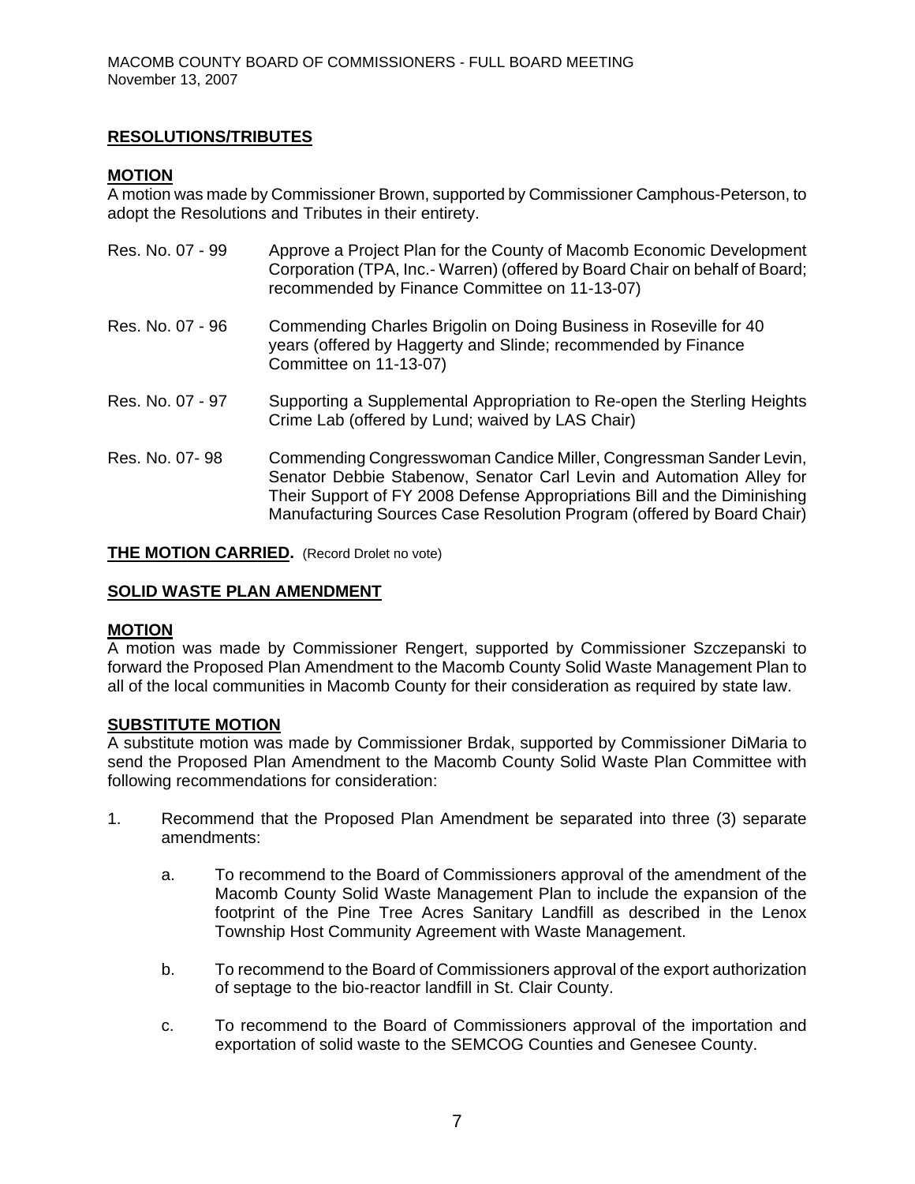**RESOLUTIONS/TRIBUTES**

**MOTION**

A motion was made by Commissioner Brown, supported by Commissioner Camphous-Peterson, to adopt the Resolutions and Tributes in their entirety.

Res. No. 07 - 99 — Approve a Project Plan for the County of Macomb Economic Development Corporation (TPA, Inc.- Warren) (offered by Board Chair on behalf of Board; recommended by Finance Committee on 11-13-07)

Res. No. 07 - 96 — Commending Charles Brigolin on Doing Business in Roseville for 40 years (offered by Haggerty and Slinde; recommended by Finance Committee on 11-13-07)

Res. No. 07 - 97 — Supporting a Supplemental Appropriation to Re-open the Sterling Heights Crime Lab (offered by Lund; waived by LAS Chair)

Res. No. 07- 98 — Commending Congresswoman Candice Miller, Congressman Sander Levin, Senator Debbie Stabenow, Senator Carl Levin and Automation Alley for Their Support of FY 2008 Defense Appropriations Bill and the Diminishing Manufacturing Sources Case Resolution Program (offered by Board Chair)

**THE MOTION CARRIED.** (Record Drolet no vote)

**SOLID WASTE PLAN AMENDMENT**

**MOTION**

A motion was made by Commissioner Rengert, supported by Commissioner Szczepanski to forward the Proposed Plan Amendment to the Macomb County Solid Waste Management Plan to all of the local communities in Macomb County for their consideration as required by state law.

**SUBSTITUTE MOTION**

A substitute motion was made by Commissioner Brdak, supported by Commissioner DiMaria to send the Proposed Plan Amendment to the Macomb County Solid Waste Plan Committee with following recommendations for consideration:

1. Recommend that the Proposed Plan Amendment be separated into three (3) separate amendments:

   a. To recommend to the Board of Commissioners approval of the amendment of the Macomb County Solid Waste Management Plan to include the expansion of the footprint of the Pine Tree Acres Sanitary Landfill as described in the Lenox Township Host Community Agreement with Waste Management.

   b. To recommend to the Board of Commissioners approval of the export authorization of septage to the bio-reactor landfill in St. Clair County.

   c. To recommend to the Board of Commissioners approval of the importation and exportation of solid waste to the SEMCOG Counties and Genesee County.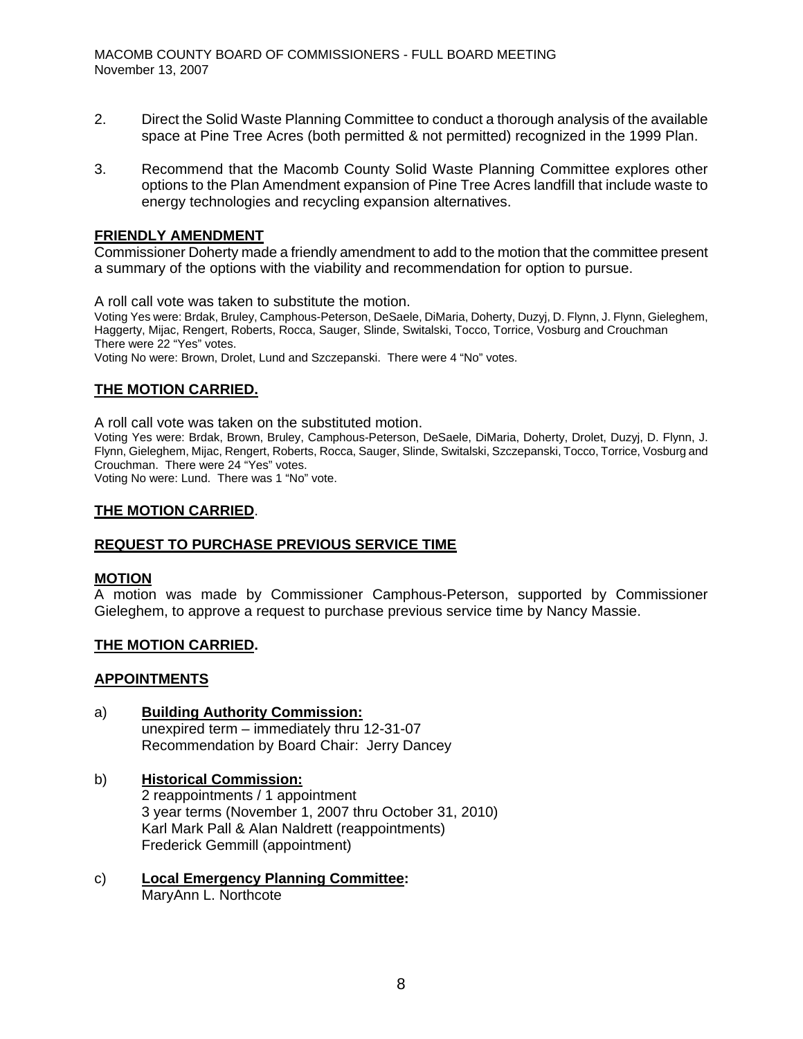2. Direct the Solid Waste Planning Committee to conduct a thorough analysis of the available space at Pine Tree Acres (both permitted & not permitted) recognized in the 1999 Plan.

3. Recommend that the Macomb County Solid Waste Planning Committee explores other options to the Plan Amendment expansion of Pine Tree Acres landfill that include waste to energy technologies and recycling expansion alternatives.

**FRIENDLY AMENDMENT**

Commissioner Doherty made a friendly amendment to add to the motion that the committee present a summary of the options with the viability and recommendation for option to pursue.

A roll call vote was taken to substitute the motion.

Voting Yes were: Brdak, Bruley, Camphous-Peterson, DeSaele, DiMaria, Doherty, Duzyj, D. Flynn, J. Flynn, Gieleghem, Haggerty, Mijac, Rengert, Roberts, Rocca, Sauger, Slinde, Switalski, Tocco, Torrice, Vosburg and Crouchman There were 22 "Yes" votes.

Voting No were: Brown, Drolet, Lund and Szczepanski. There were 4 "No" votes.

**THE MOTION CARRIED.**

A roll call vote was taken on the substituted motion.

Voting Yes were: Brdak, Brown, Bruley, Camphous-Peterson, DeSaele, DiMaria, Doherty, Drolet, Duzyj, D. Flynn, J. Flynn, Gieleghem, Mijac, Rengert, Roberts, Rocca, Sauger, Slinde, Switalski, Szczepanski, Tocco, Torrice, Vosburg and Crouchman. There were 24 "Yes" votes.

Voting No were: Lund. There was 1 "No" vote.

**THE MOTION CARRIED**.

**REQUEST TO PURCHASE PREVIOUS SERVICE TIME**

**MOTION**

A motion was made by Commissioner Camphous-Peterson, supported by Commissioner Gieleghem, to approve a request to purchase previous service time by Nancy Massie.

**THE MOTION CARRIED.**

**APPOINTMENTS**

a) **Building Authority Commission:**
unexpired term – immediately thru 12-31-07
Recommendation by Board Chair: Jerry Dancey

b) **Historical Commission:**
2 reappointments / 1 appointment
3 year terms (November 1, 2007 thru October 31, 2010)
Karl Mark Pall & Alan Naldrett (reappointments)
Frederick Gemmill (appointment)

c) **Local Emergency Planning Committee:**
MaryAnn L. Northcote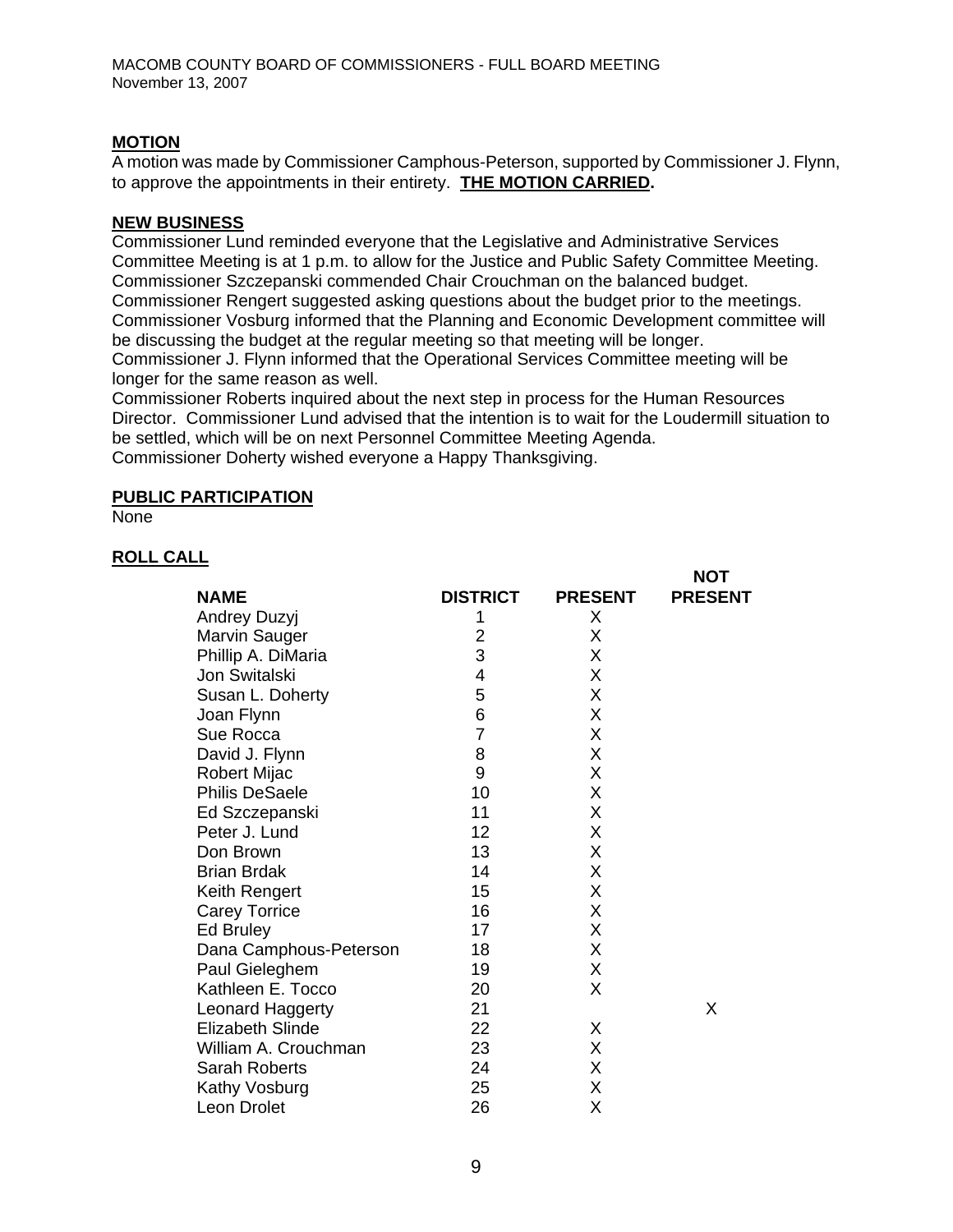**MOTION**

A motion was made by Commissioner Camphous-Peterson, supported by Commissioner J. Flynn, to approve the appointments in their entirety. **THE MOTION CARRIED.**

**NEW BUSINESS**

Commissioner Lund reminded everyone that the Legislative and Administrative Services Committee Meeting is at 1 p.m. to allow for the Justice and Public Safety Committee Meeting.
Commissioner Szczepanski commended Chair Crouchman on the balanced budget.
Commissioner Rengert suggested asking questions about the budget prior to the meetings.
Commissioner Vosburg informed that the Planning and Economic Development committee will be discussing the budget at the regular meeting so that meeting will be longer.
Commissioner J. Flynn informed that the Operational Services Committee meeting will be longer for the same reason as well.
Commissioner Roberts inquired about the next step in process for the Human Resources Director. Commissioner Lund advised that the intention is to wait for the Loudermill situation to be settled, which will be on next Personnel Committee Meeting Agenda.
Commissioner Doherty wished everyone a Happy Thanksgiving.

**PUBLIC PARTICIPATION**

None

**ROLL CALL**

| NAME | DISTRICT | PRESENT | NOT PRESENT |
|---|---|---|---|
| Andrey Duzyj | 1 | X | |
| Marvin Sauger | 2 | X | |
| Phillip A. DiMaria | 3 | X | |
| Jon Switalski | 4 | X | |
| Susan L. Doherty | 5 | X | |
| Joan Flynn | 6 | X | |
| Sue Rocca | 7 | X | |
| David J. Flynn | 8 | X | |
| Robert Mijac | 9 | X | |
| Philis DeSaele | 10 | X | |
| Ed Szczepanski | 11 | X | |
| Peter J. Lund | 12 | X | |
| Don Brown | 13 | X | |
| Brian Brdak | 14 | X | |
| Keith Rengert | 15 | X | |
| Carey Torrice | 16 | X | |
| Ed Bruley | 17 | X | |
| Dana Camphous-Peterson | 18 | X | |
| Paul Gieleghem | 19 | X | |
| Kathleen E. Tocco | 20 | X | |
| Leonard Haggerty | 21 | | X |
| Elizabeth Slinde | 22 | X | |
| William A. Crouchman | 23 | X | |
| Sarah Roberts | 24 | X | |
| Kathy Vosburg | 25 | X | |
| Leon Drolet | 26 | X | |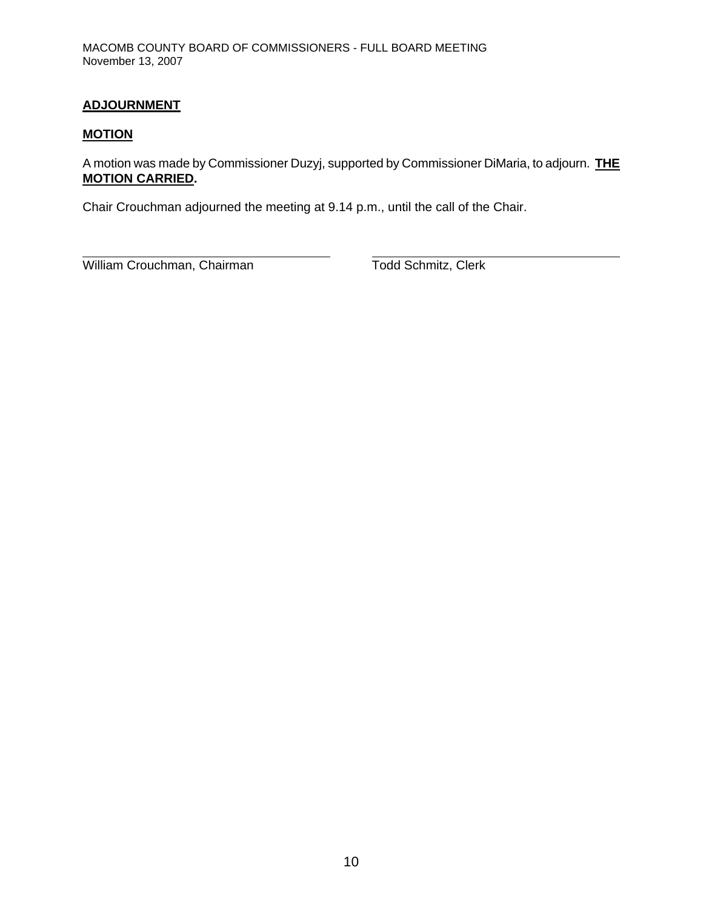**ADJOURNMENT**

**MOTION**

A motion was made by Commissioner Duzyj, supported by Commissioner DiMaria, to adjourn. **THE MOTION CARRIED.**

Chair Crouchman adjourned the meeting at 9.14 p.m., until the call of the Chair.

William Crouchman, Chairman

Todd Schmitz, Clerk